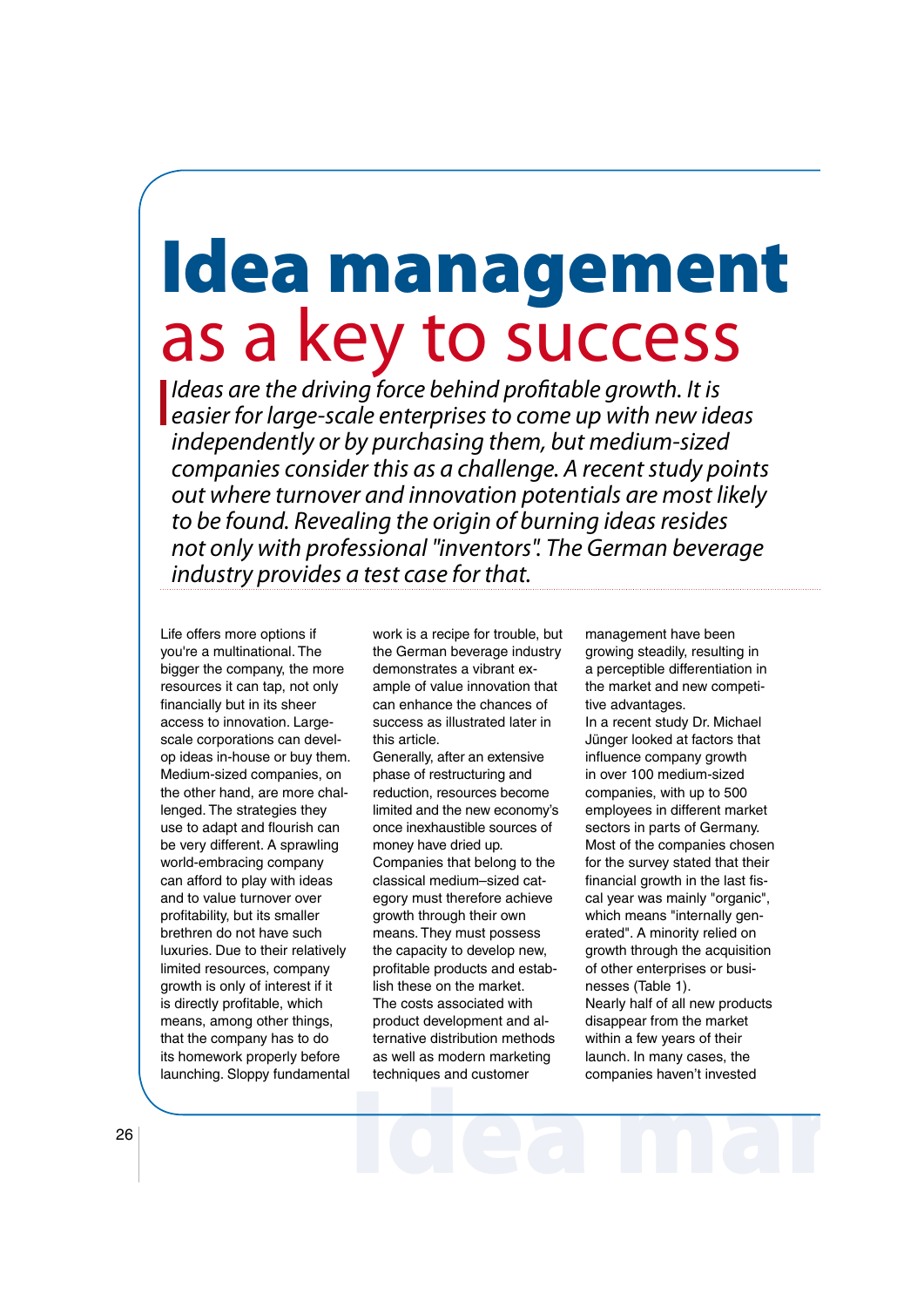# Idea management as a key to success

*Ideas are the driving force behind profitable growth. It is easier for large-scale enterprises to come up with new ideas independently or by purchasing them, but medium-sized companies consider this as a challenge. A recent study points out where turnover and innovation potentials are most likely to be found. Revealing the origin of burning ideas resides not only with professional "inventors". The German beverage industry provides a test case for that.*

Life offers more options if you're a multinational. The bigger the company, the more resources it can tap, not only financially but in its sheer access to innovation. Large-scale corporations can develop ideas in-house or buy them. Medium-sized companies, on the other hand, are more challenged. The strategies they use to adapt and flourish can be very different. A sprawling world-embracing company can afford to play with ideas and to value turnover over profitability, but its smaller brethren do not have such luxuries. Due to their relatively limited resources, company growth is only of interest if it is directly profitable, which means, among other things, that the company has to do its homework properly before launching. Sloppy fundamental work is a recipe for trouble, but the German beverage industry demonstrates a vibrant example of value innovation that can enhance the chances of success as illustrated later in this article.

Generally, after an extensive phase of restructuring and reduction, resources become limited and the new economy's once inexhaustible sources of money have dried up. Companies that belong to the classical medium–sized category must therefore achieve growth through their own means. They must possess the capacity to develop new, profitable products and establish these on the market. The costs associated with product development and alternative distribution methods as well as modern marketing techniques and customer management have been growing steadily, resulting in a perceptible differentiation in the market and new competitive advantages.

In a recent study Dr. Michael Jünger looked at factors that influence company growth in over 100 medium-sized companies, with up to 500 employees in different market sectors in parts of Germany. Most of the companies chosen for the survey stated that their financial growth in the last fiscal year was mainly "organic", which means "internally generated". A minority relied on growth through the acquisition of other enterprises or businesses (Table 1).

Nearly half of all new products disappear from the market within a few years of their launch. In many cases, the companies haven't invested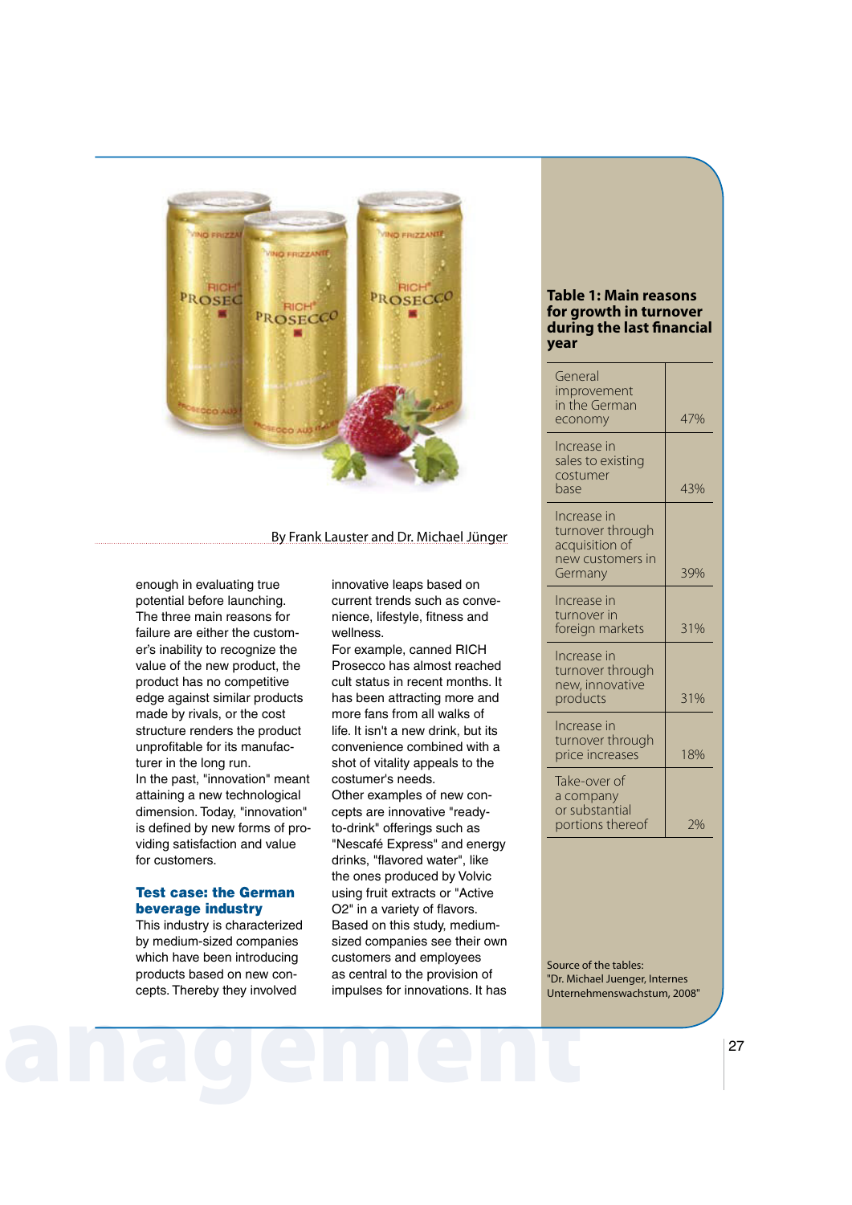By Frank Lauster and Dr. Michael Jünger

enough in evaluating true potential before launching. The three main reasons for failure are either the customer's inability to recognize the value of the new product, the product has no competitive edge against similar products made by rivals, or the cost structure renders the product unprofitable for its manufacturer in the long run.
In the past, "innovation" meant attaining a new technological dimension. Today, "innovation" is defined by new forms of providing satisfaction and value for customers.

### Test case: the German beverage industry

This industry is characterized by medium-sized companies which have been introducing products based on new concepts. Thereby they involved innovative leaps based on current trends such as convenience, lifestyle, fitness and wellness.
For example, canned RICH Prosecco has almost reached cult status in recent months. It has been attracting more and more fans from all walks of life. It isn't a new drink, but its convenience combined with a shot of vitality appeals to the costumer's needs.
Other examples of new concepts are innovative "ready-to-drink" offerings such as "Nescafé Express" and energy drinks, "flavored water", like the ones produced by Volvic using fruit extracts or "Active O2" in a variety of flavors.
Based on this study, medium-sized companies see their own customers and employees as central to the provision of impulses for innovations. It has

**Table 1: Main reasons for growth in turnover during the last financial year**

| Reason | % |
|---|---|
| General improvement in the German economy | 47% |
| Increase in sales to existing costumer base | 43% |
| Increase in turnover through acquisition of new customers in Germany | 39% |
| Increase in turnover in foreign markets | 31% |
| Increase in turnover through new, innovative products | 31% |
| Increase in turnover through price increases | 18% |
| Take-over of a company or substantial portions thereof | 2% |

Source of the tables:
"Dr. Michael Juenger, Internes Unternehmenswachstum, 2008"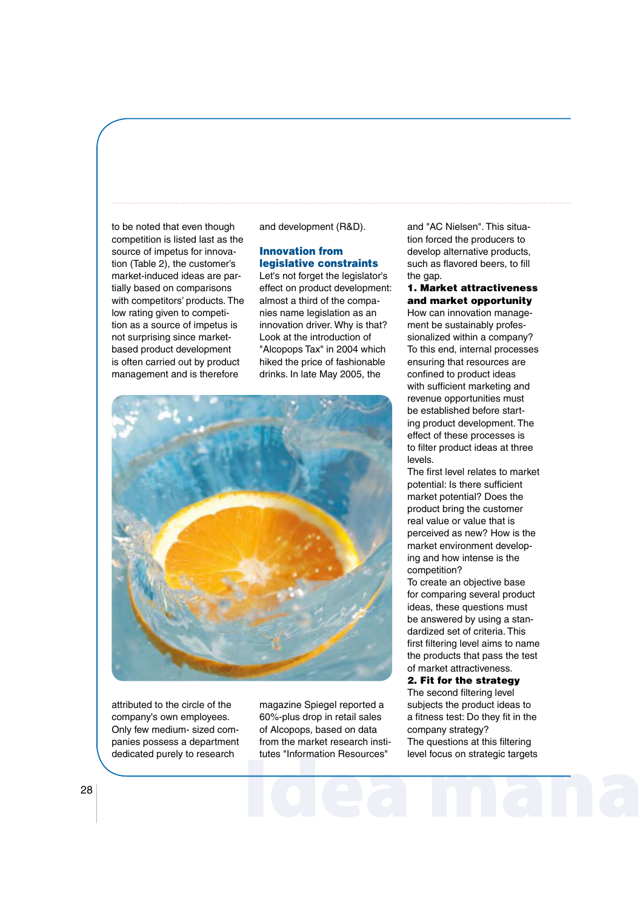to be noted that even though competition is listed last as the source of impetus for innovation (Table 2), the customer's market-induced ideas are partially based on comparisons with competitors' products. The low rating given to competition as a source of impetus is not surprising since market-based product development is often carried out by product management and is therefore attributed to the circle of the company's own employees. Only few medium- sized companies possess a department dedicated purely to research and development (R&D).

## Innovation from legislative constraints

Let's not forget the legislator's effect on product development: almost a third of the companies name legislation as an innovation driver. Why is that? Look at the introduction of "Alcopops Tax" in 2004 which hiked the price of fashionable drinks. In late May 2005, the magazine Spiegel reported a 60%-plus drop in retail sales of Alcopops, based on data from the market research institutes "Information Resources" and "AC Nielsen". This situation forced the producers to develop alternative products, such as flavored beers, to fill the gap.

### 1. Market attractiveness and market opportunity

How can innovation management be sustainably professionalized within a company? To this end, internal processes ensuring that resources are confined to product ideas with sufficient marketing and revenue opportunities must be established before starting product development. The effect of these processes is to filter product ideas at three levels.

The first level relates to market potential: Is there sufficient market potential? Does the product bring the customer real value or value that is perceived as new? How is the market environment developing and how intense is the competition?

To create an objective base for comparing several product ideas, these questions must be answered by using a standardized set of criteria. This first filtering level aims to name the products that pass the test of market attractiveness.

### 2. Fit for the strategy

The second filtering level subjects the product ideas to a fitness test: Do they fit in the company strategy?

The questions at this filtering level focus on strategic targets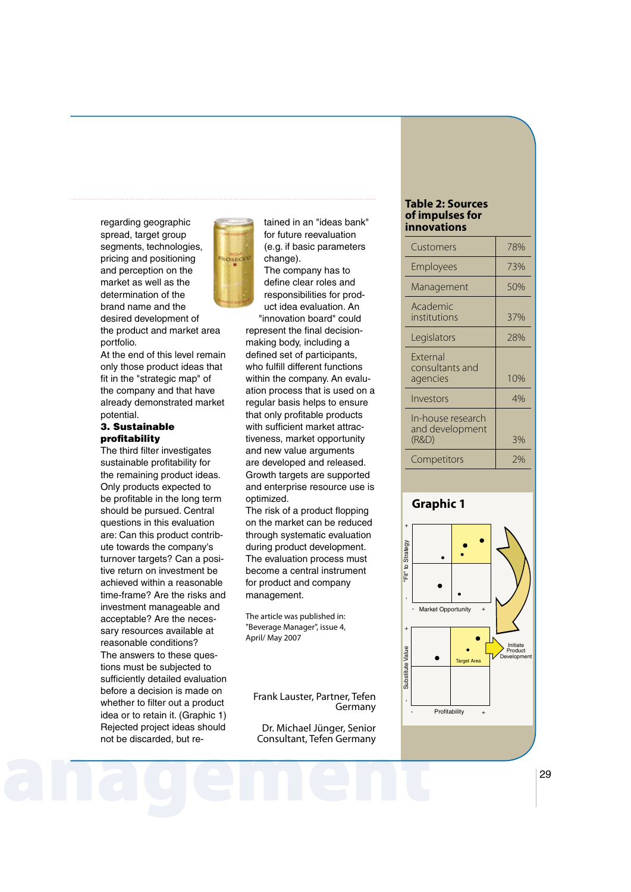regarding geographic spread, target group segments, technologies, pricing and positioning and perception on the market as well as the determination of the brand name and the desired development of the product and market area portfolio.

At the end of this level remain only those product ideas that fit in the "strategic map" of the company and that have already demonstrated market potential.

**3. Sustainable profitability**

The third filter investigates sustainable profitability for the remaining product ideas. Only products expected to be profitable in the long term should be pursued. Central questions in this evaluation are: Can this product contribute towards the company's turnover targets? Can a positive return on investment be achieved within a reasonable time-frame? Are the risks and investment manageable and acceptable? Are the necessary resources available at reasonable conditions?

The answers to these questions must be subjected to sufficiently detailed evaluation before a decision is made on whether to filter out a product idea or to retain it. (Graphic 1)

Rejected project ideas should not be discarded, but retained in an "ideas bank" for future reevaluation (e.g. if basic parameters change).

The company has to define clear roles and responsibilities for product idea evaluation. An "innovation board" could represent the final decision-making body, including a defined set of participants, who fulfill different functions within the company. An evaluation process that is used on a regular basis helps to ensure that only profitable products with sufficient market attractiveness, market opportunity and new value arguments are developed and released. Growth targets are supported and enterprise resource use is optimized.

The risk of a product flopping on the market can be reduced through systematic evaluation during product development. The evaluation process must become a central instrument for product and company management.

The article was published in: "Beverage Manager", issue 4, April/ May 2007

Frank Lauster, Partner, Tefen Germany

Dr. Michael Jünger, Senior Consultant, Tefen Germany

**Table 2: Sources of impulses for innovations**

| | |
|---|---|
| Customers | 78% |
| Employees | 73% |
| Management | 50% |
| Academic institutions | 37% |
| Legislators | 28% |
| External consultants and agencies | 10% |
| Investors | 4% |
| In-house research and development (R&D) | 3% |
| Competitors | 2% |

**Graphic 1**

+
"Fit" to Strategy
-
- Market Opportunity +

+
Substitute Value
-
Target Area
- Profitability +

Initiate Product Development